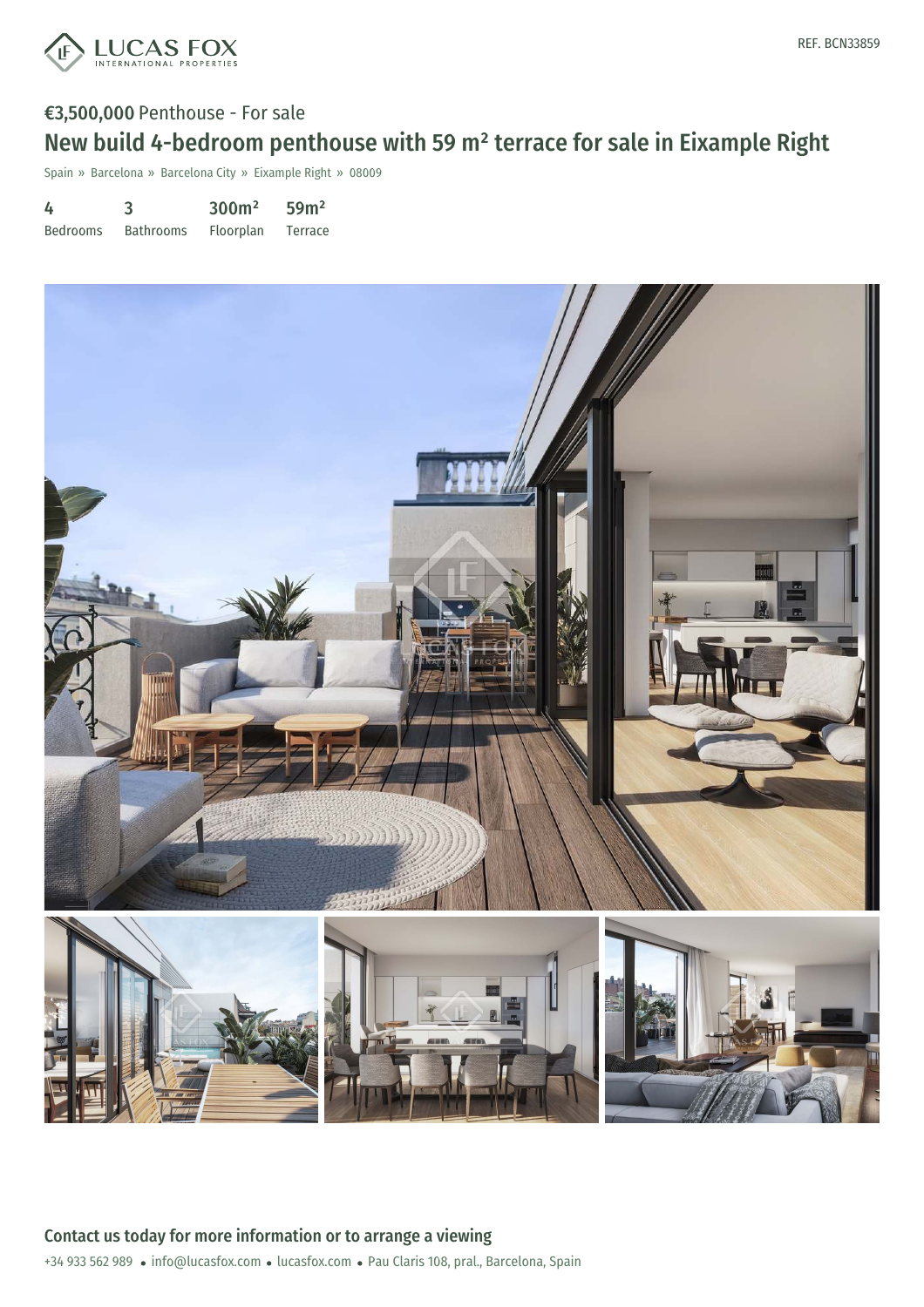REF. BCN33859

**€3,500,000** Penthouse - For sale

# New build 4-bedroom penthouse with 59 m² terrace for sale in Eixample Right

Spain » Barcelona » Barcelona City » Eixample Right » 08009

| 4 | 3 | 300m² | 59m² |
| --- | --- | --- | --- |
| Bedrooms | Bathrooms | Floorplan | Terrace |

## Contact us today for more information or to arrange a viewing

+34 933 562 989 • info@lucasfox.com • lucasfox.com • Pau Claris 108, pral., Barcelona, Spain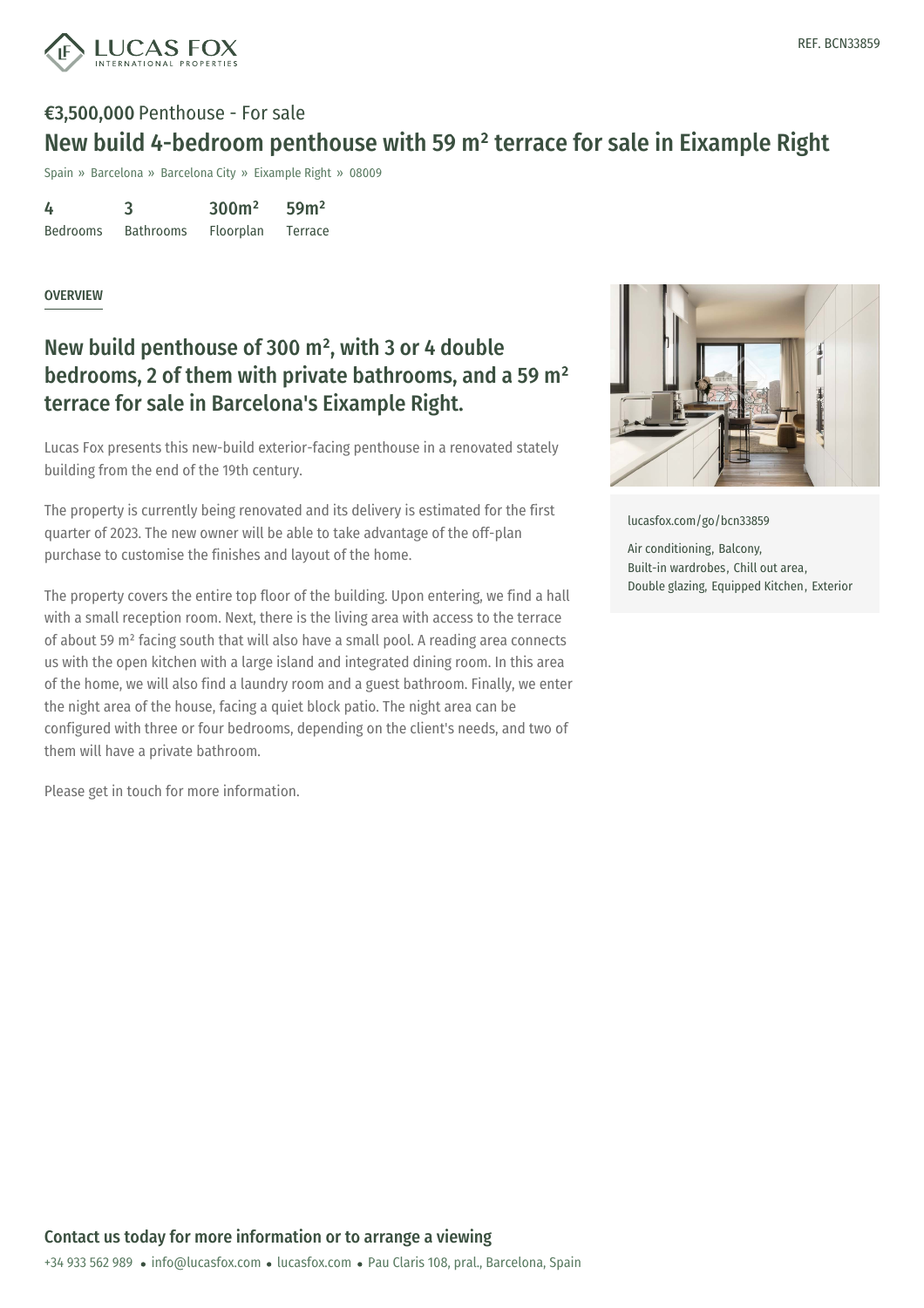REF. BCN33859

**€3,500,000** Penthouse - For sale

# New build 4-bedroom penthouse with 59 m² terrace for sale in Eixample Right

Spain » Barcelona » Barcelona City » Eixample Right » 08009

| 4 | 3 | 300m² | 59m² |
|---|---|---|---|
| Bedrooms | Bathrooms | Floorplan | Terrace |

OVERVIEW

## New build penthouse of 300 m², with 3 or 4 double bedrooms, 2 of them with private bathrooms, and a 59 m² terrace for sale in Barcelona's Eixample Right.

Lucas Fox presents this new-build exterior-facing penthouse in a renovated stately building from the end of the 19th century.

The property is currently being renovated and its delivery is estimated for the first quarter of 2023. The new owner will be able to take advantage of the off-plan purchase to customise the finishes and layout of the home.

The property covers the entire top floor of the building. Upon entering, we find a hall with a small reception room. Next, there is the living area with access to the terrace of about 59 m² facing south that will also have a small pool. A reading area connects us with the open kitchen with a large island and integrated dining room. In this area of the home, we will also find a laundry room and a guest bathroom. Finally, we enter the night area of the house, facing a quiet block patio. The night area can be configured with three or four bedrooms, depending on the client's needs, and two of them will have a private bathroom.

Please get in touch for more information.

lucasfox.com/go/bcn33859

Air conditioning, Balcony, Built-in wardrobes, Chill out area, Double glazing, Equipped Kitchen, Exterior

## Contact us today for more information or to arrange a viewing

+34 933 562 989 • info@lucasfox.com • lucasfox.com • Pau Claris 108, pral., Barcelona, Spain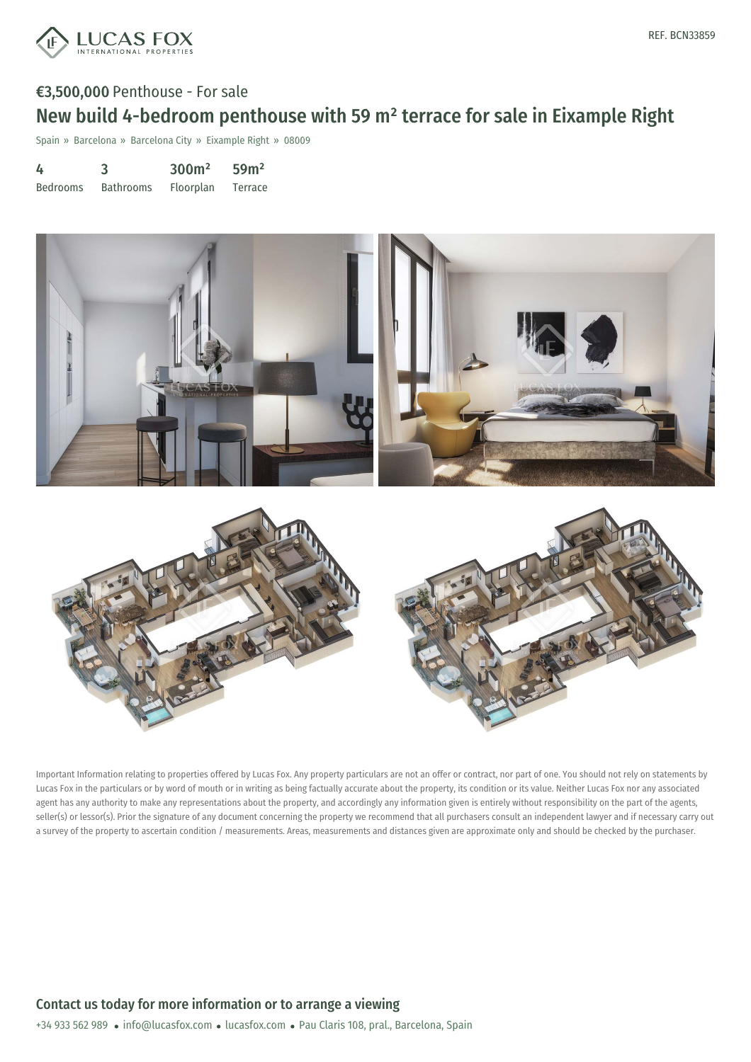REF. BCN33859

**€3,500,000** Penthouse - For sale

## New build 4-bedroom penthouse with 59 m² terrace for sale in Eixample Right

Spain » Barcelona » Barcelona City » Eixample Right » 08009

| 4 | 3 | 300m² | 59m² |
|---|---|---|---|
| Bedrooms | Bathrooms | Floorplan | Terrace |

Important Information relating to properties offered by Lucas Fox. Any property particulars are not an offer or contract, nor part of one. You should not rely on statements by Lucas Fox in the particulars or by word of mouth or in writing as being factually accurate about the property, its condition or its value. Neither Lucas Fox nor any associated agent has any authority to make any representations about the property, and accordingly any information given is entirely without responsibility on the part of the agents, seller(s) or lessor(s). Prior the signature of any document concerning the property we recommend that all purchasers consult an independent lawyer and if necessary carry out a survey of the property to ascertain condition / measurements. Areas, measurements and distances given are approximate only and should be checked by the purchaser.

### Contact us today for more information or to arrange a viewing

+34 933 562 989 • info@lucasfox.com • lucasfox.com • Pau Claris 108, pral., Barcelona, Spain